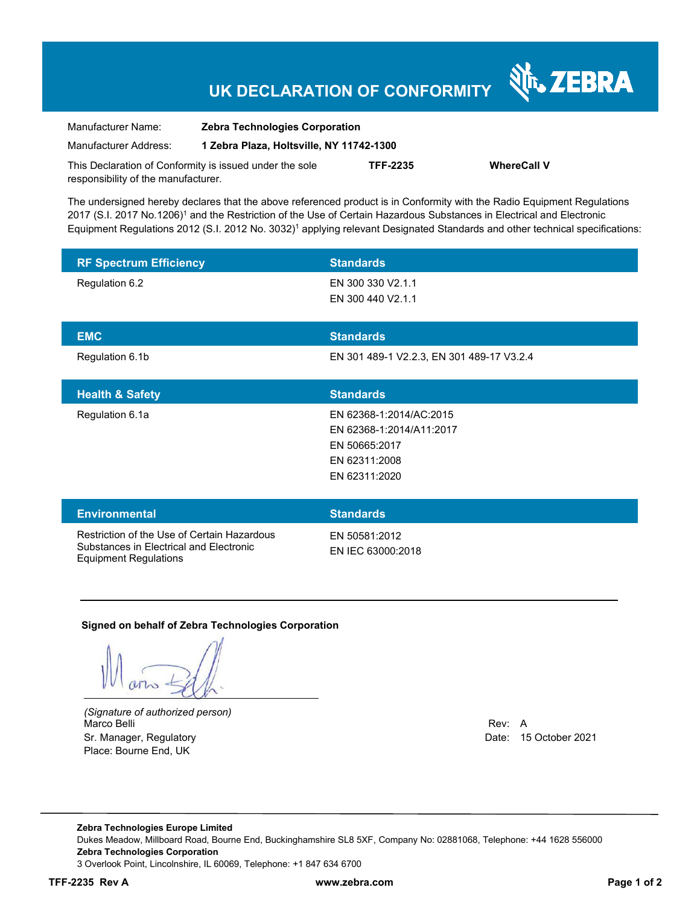# UK DECLARATION OF CONFORMITY

ZEBRA

Manufacturer Name: **Zebra Technologies Corporation**

Manufacturer Address: **1 Zebra Plaza, Holtsville, NY 11742-1300**

This Declaration of Conformity is issued under the sole responsibility of the manufacturer. **TFF-2235** **WhereCall V**

The undersigned hereby declares that the above referenced product is in Conformity with the Radio Equipment Regulations 2017 (S.I. 2017 No.1206)[1] and the Restriction of the Use of Certain Hazardous Substances in Electrical and Electronic Equipment Regulations 2012 (S.I. 2012 No. 3032)[1] applying relevant Designated Standards and other technical specifications:

| RF Spectrum Efficiency | Standards |
|---|---|
| Regulation 6.2 | EN 300 330 V2.1.1<br>EN 300 440 V2.1.1 |

| EMC | Standards |
|---|---|
| Regulation 6.1b | EN 301 489-1 V2.2.3, EN 301 489-17 V3.2.4 |

| Health & Safety | Standards |
|---|---|
| Regulation 6.1a | EN 62368-1:2014/AC:2015<br>EN 62368-1:2014/A11:2017<br>EN 50665:2017<br>EN 62311:2008<br>EN 62311:2020 |

| Environmental | Standards |
|---|---|
| Restriction of the Use of Certain Hazardous Substances in Electrical and Electronic Equipment Regulations | EN 50581:2012<br>EN IEC 63000:2018 |

**Signed on behalf of Zebra Technologies Corporation**

*(Signature of authorized person)*
Marco Belli
Sr. Manager, Regulatory
Place: Bourne End, UK

Rev: A
Date: 15 October 2021

**Zebra Technologies Europe Limited**
Dukes Meadow, Millboard Road, Bourne End, Buckinghamshire SL8 5XF, Company No: 02881068, Telephone: +44 1628 556000
**Zebra Technologies Corporation**
3 Overlook Point, Lincolnshire, IL 60069, Telephone: +1 847 634 6700

**TFF-2235 Rev A** **www.zebra.com**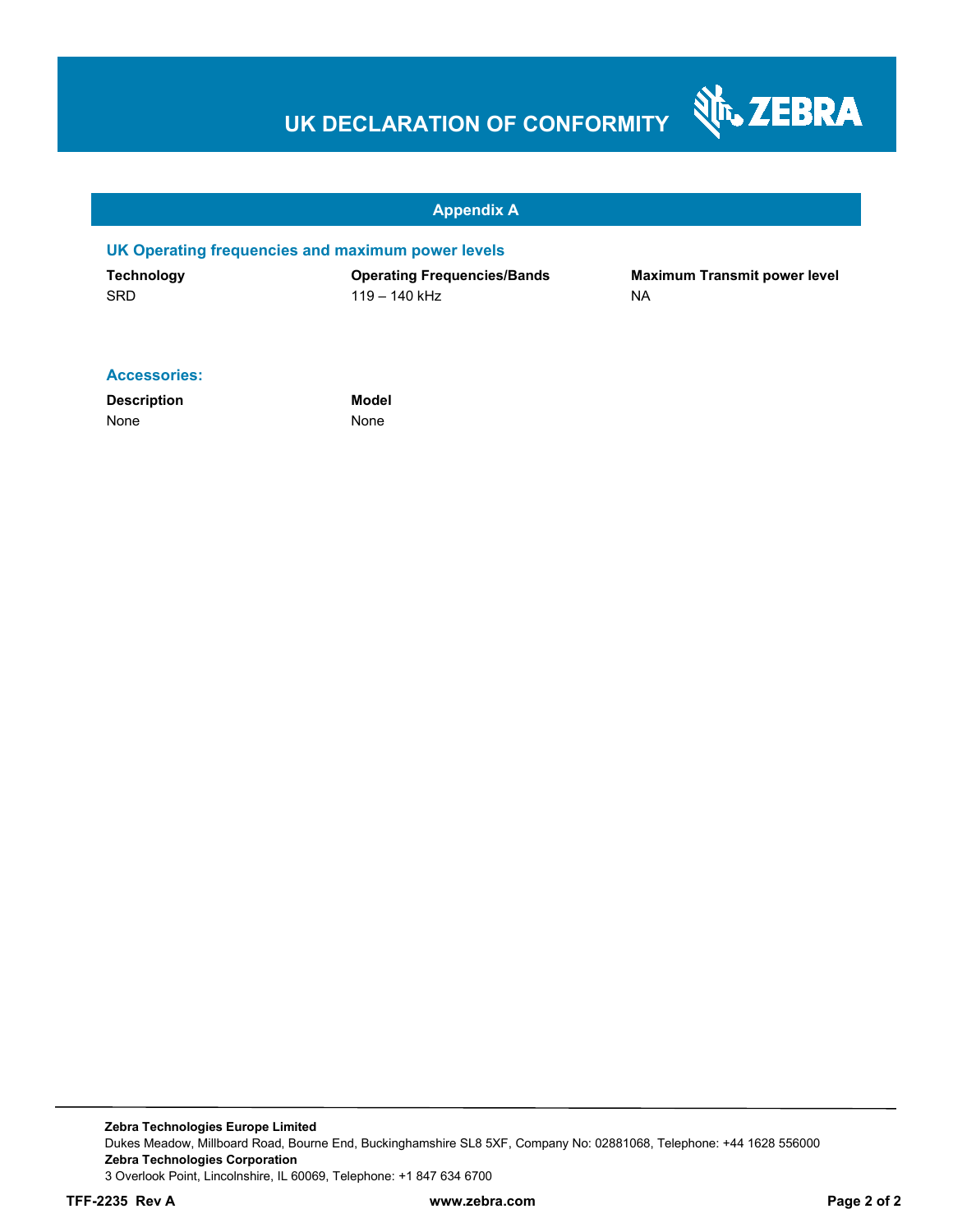# UK DECLARATION OF CONFORMITY

## Appendix A

### UK Operating frequencies and maximum power levels

| Technology | Operating Frequencies/Bands | Maximum Transmit power level |
| --- | --- | --- |
| SRD | 119 – 140 kHz | NA |

### Accessories:

| Description | Model |
| --- | --- |
| None | None |

**Zebra Technologies Europe Limited**
Dukes Meadow, Millboard Road, Bourne End, Buckinghamshire SL8 5XF, Company No: 02881068, Telephone: +44 1628 556000
**Zebra Technologies Corporation**
3 Overlook Point, Lincolnshire, IL 60069, Telephone: +1 847 634 6700

**TFF-2235 Rev A** **www.zebra.com**